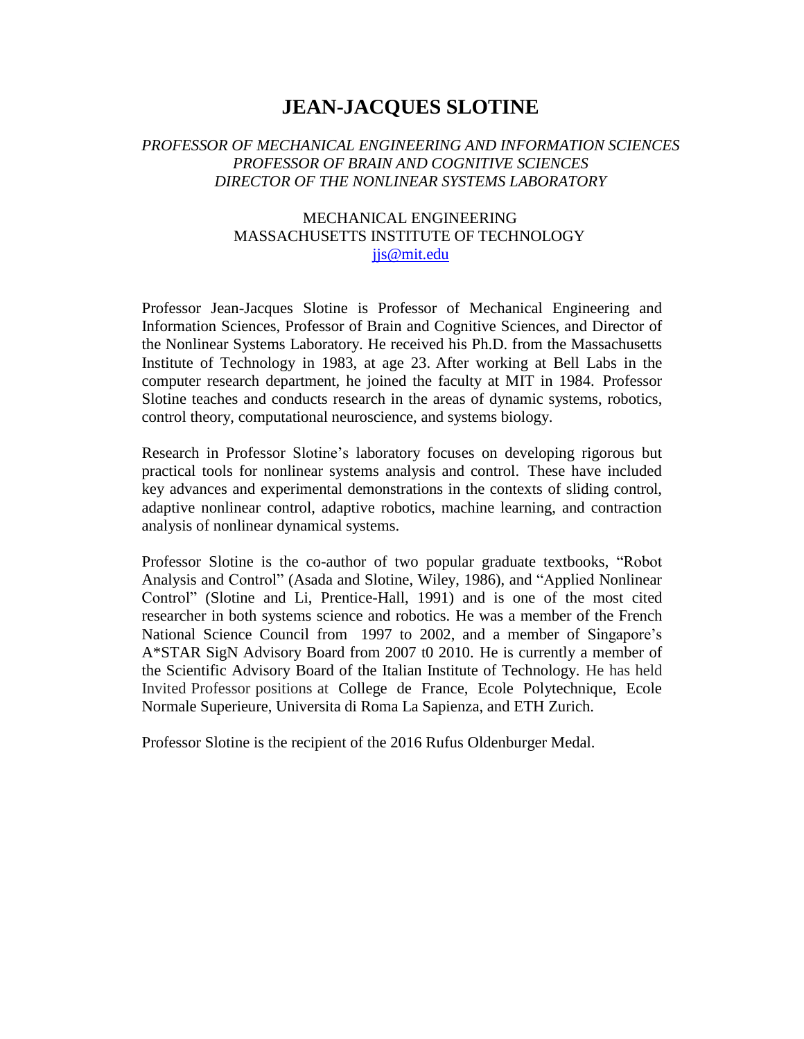# JEAN-JACQUES SLOTINE

*PROFESSOR OF MECHANICAL ENGINEERING AND INFORMATION SCIENCES*
*PROFESSOR OF BRAIN AND COGNITIVE SCIENCES*
*DIRECTOR OF THE NONLINEAR SYSTEMS LABORATORY*

MECHANICAL ENGINEERING
MASSACHUSETTS INSTITUTE OF TECHNOLOGY
jjs@mit.edu

Professor Jean-Jacques Slotine is Professor of Mechanical Engineering and Information Sciences, Professor of Brain and Cognitive Sciences, and Director of the Nonlinear Systems Laboratory. He received his Ph.D. from the Massachusetts Institute of Technology in 1983, at age 23. After working at Bell Labs in the computer research department, he joined the faculty at MIT in 1984. Professor Slotine teaches and conducts research in the areas of dynamic systems, robotics, control theory, computational neuroscience, and systems biology.

Research in Professor Slotine's laboratory focuses on developing rigorous but practical tools for nonlinear systems analysis and control. These have included key advances and experimental demonstrations in the contexts of sliding control, adaptive nonlinear control, adaptive robotics, machine learning, and contraction analysis of nonlinear dynamical systems.

Professor Slotine is the co-author of two popular graduate textbooks, "Robot Analysis and Control" (Asada and Slotine, Wiley, 1986), and "Applied Nonlinear Control" (Slotine and Li, Prentice-Hall, 1991) and is one of the most cited researcher in both systems science and robotics. He was a member of the French National Science Council from 1997 to 2002, and a member of Singapore's A*STAR SigN Advisory Board from 2007 t0 2010. He is currently a member of the Scientific Advisory Board of the Italian Institute of Technology. He has held Invited Professor positions at College de France, Ecole Polytechnique, Ecole Normale Superieure, Universita di Roma La Sapienza, and ETH Zurich.

Professor Slotine is the recipient of the 2016 Rufus Oldenburger Medal.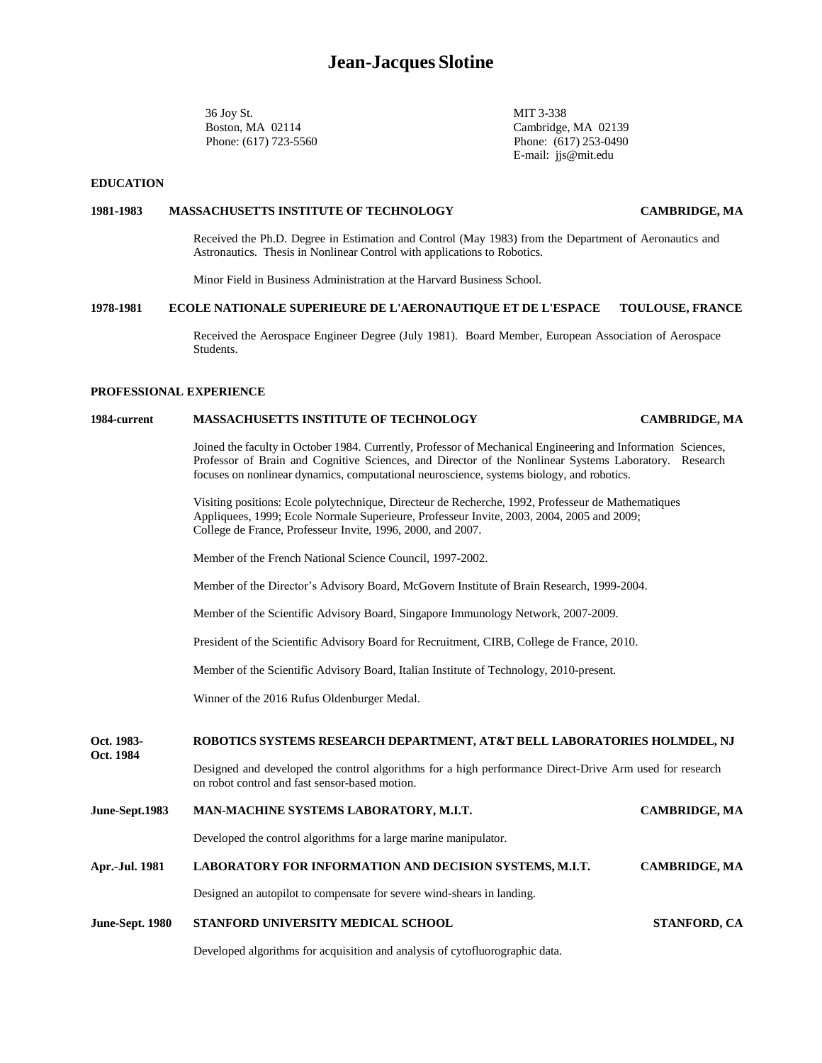# Jean-Jacques Slotine

36 Joy St.
Boston, MA 02114
Phone: (617) 723-5560

MIT 3-338
Cambridge, MA 02139
Phone: (617) 253-0490
E-mail: jjs@mit.edu

## EDUCATION

**1981-1983 MASSACHUSETTS INSTITUTE OF TECHNOLOGY — CAMBRIDGE, MA**

Received the Ph.D. Degree in Estimation and Control (May 1983) from the Department of Aeronautics and Astronautics. Thesis in Nonlinear Control with applications to Robotics.

Minor Field in Business Administration at the Harvard Business School.

**1978-1981 ECOLE NATIONALE SUPERIEURE DE L'AERONAUTIQUE ET DE L'ESPACE — TOULOUSE, FRANCE**

Received the Aerospace Engineer Degree (July 1981). Board Member, European Association of Aerospace Students.

## PROFESSIONAL EXPERIENCE

**1984-current MASSACHUSETTS INSTITUTE OF TECHNOLOGY — CAMBRIDGE, MA**

Joined the faculty in October 1984. Currently, Professor of Mechanical Engineering and Information Sciences, Professor of Brain and Cognitive Sciences, and Director of the Nonlinear Systems Laboratory. Research focuses on nonlinear dynamics, computational neuroscience, systems biology, and robotics.

Visiting positions: Ecole polytechnique, Directeur de Recherche, 1992, Professeur de Mathematiques Appliquees, 1999; Ecole Normale Superieure, Professeur Invite, 2003, 2004, 2005 and 2009; College de France, Professeur Invite, 1996, 2000, and 2007.

Member of the French National Science Council, 1997-2002.

Member of the Director's Advisory Board, McGovern Institute of Brain Research, 1999-2004.

Member of the Scientific Advisory Board, Singapore Immunology Network, 2007-2009.

President of the Scientific Advisory Board for Recruitment, CIRB, College de France, 2010.

Member of the Scientific Advisory Board, Italian Institute of Technology, 2010-present.

Winner of the 2016 Rufus Oldenburger Medal.

**Oct. 1983-Oct. 1984 ROBOTICS SYSTEMS RESEARCH DEPARTMENT, AT&T BELL LABORATORIES HOLMDEL, NJ**

Designed and developed the control algorithms for a high performance Direct-Drive Arm used for research on robot control and fast sensor-based motion.

**June-Sept.1983 MAN-MACHINE SYSTEMS LABORATORY, M.I.T. — CAMBRIDGE, MA**

Developed the control algorithms for a large marine manipulator.

**Apr.-Jul. 1981 LABORATORY FOR INFORMATION AND DECISION SYSTEMS, M.I.T. — CAMBRIDGE, MA**

Designed an autopilot to compensate for severe wind-shears in landing.

**June-Sept. 1980 STANFORD UNIVERSITY MEDICAL SCHOOL — STANFORD, CA**

Developed algorithms for acquisition and analysis of cytofluorographic data.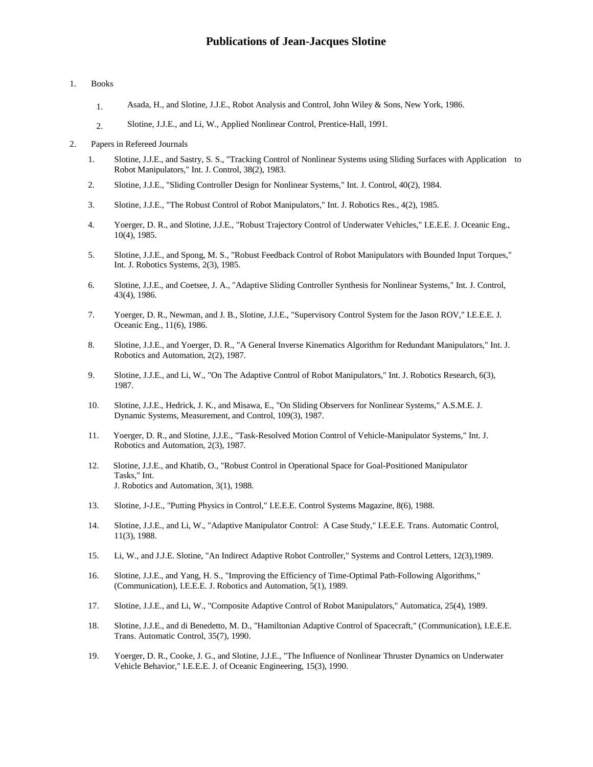# Publications of Jean-Jacques Slotine

1. Books

    1. Asada, H., and Slotine, J.J.E., Robot Analysis and Control, John Wiley & Sons, New York, 1986.
    2. Slotine, J.J.E., and Li, W., Applied Nonlinear Control, Prentice-Hall, 1991.

2. Papers in Refereed Journals

    1. Slotine, J.J.E., and Sastry, S. S., "Tracking Control of Nonlinear Systems using Sliding Surfaces with Application to Robot Manipulators," Int. J. Control, 38(2), 1983.
    2. Slotine, J.J.E., "Sliding Controller Design for Nonlinear Systems," Int. J. Control, 40(2), 1984.
    3. Slotine, J.J.E., "The Robust Control of Robot Manipulators," Int. J. Robotics Res., 4(2), 1985.
    4. Yoerger, D. R., and Slotine, J.J.E., "Robust Trajectory Control of Underwater Vehicles," I.E.E.E. J. Oceanic Eng., 10(4), 1985.
    5. Slotine, J.J.E., and Spong, M. S., "Robust Feedback Control of Robot Manipulators with Bounded Input Torques," Int. J. Robotics Systems, 2(3), 1985.
    6. Slotine, J.J.E., and Coetsee, J. A., "Adaptive Sliding Controller Synthesis for Nonlinear Systems," Int. J. Control, 43(4), 1986.
    7. Yoerger, D. R., Newman, and J. B., Slotine, J.J.E., "Supervisory Control System for the Jason ROV," I.E.E.E. J. Oceanic Eng., 11(6), 1986.
    8. Slotine, J.J.E., and Yoerger, D. R., "A General Inverse Kinematics Algorithm for Redundant Manipulators," Int. J. Robotics and Automation, 2(2), 1987.
    9. Slotine, J.J.E., and Li, W., "On The Adaptive Control of Robot Manipulators," Int. J. Robotics Research, 6(3), 1987.
    10. Slotine, J.J.E., Hedrick, J. K., and Misawa, E., "On Sliding Observers for Nonlinear Systems," A.S.M.E. J. Dynamic Systems, Measurement, and Control, 109(3), 1987.
    11. Yoerger, D. R., and Slotine, J.J.E., "Task-Resolved Motion Control of Vehicle-Manipulator Systems," Int. J. Robotics and Automation, 2(3), 1987.
    12. Slotine, J.J.E., and Khatib, O., "Robust Control in Operational Space for Goal-Positioned Manipulator Tasks," Int. J. Robotics and Automation, 3(1), 1988.
    13. Slotine, J-J.E., "Putting Physics in Control," I.E.E.E. Control Systems Magazine, 8(6), 1988.
    14. Slotine, J.J.E., and Li, W., "Adaptive Manipulator Control: A Case Study," I.E.E.E. Trans. Automatic Control, 11(3), 1988.
    15. Li, W., and J.J.E. Slotine, "An Indirect Adaptive Robot Controller," Systems and Control Letters, 12(3),1989.
    16. Slotine, J.J.E., and Yang, H. S., "Improving the Efficiency of Time-Optimal Path-Following Algorithms," (Communication), I.E.E.E. J. Robotics and Automation, 5(1), 1989.
    17. Slotine, J.J.E., and Li, W., "Composite Adaptive Control of Robot Manipulators," Automatica, 25(4), 1989.
    18. Slotine, J.J.E., and di Benedetto, M. D., "Hamiltonian Adaptive Control of Spacecraft," (Communication), I.E.E.E. Trans. Automatic Control, 35(7), 1990.
    19. Yoerger, D. R., Cooke, J. G., and Slotine, J.J.E., "The Influence of Nonlinear Thruster Dynamics on Underwater Vehicle Behavior," I.E.E.E. J. of Oceanic Engineering, 15(3), 1990.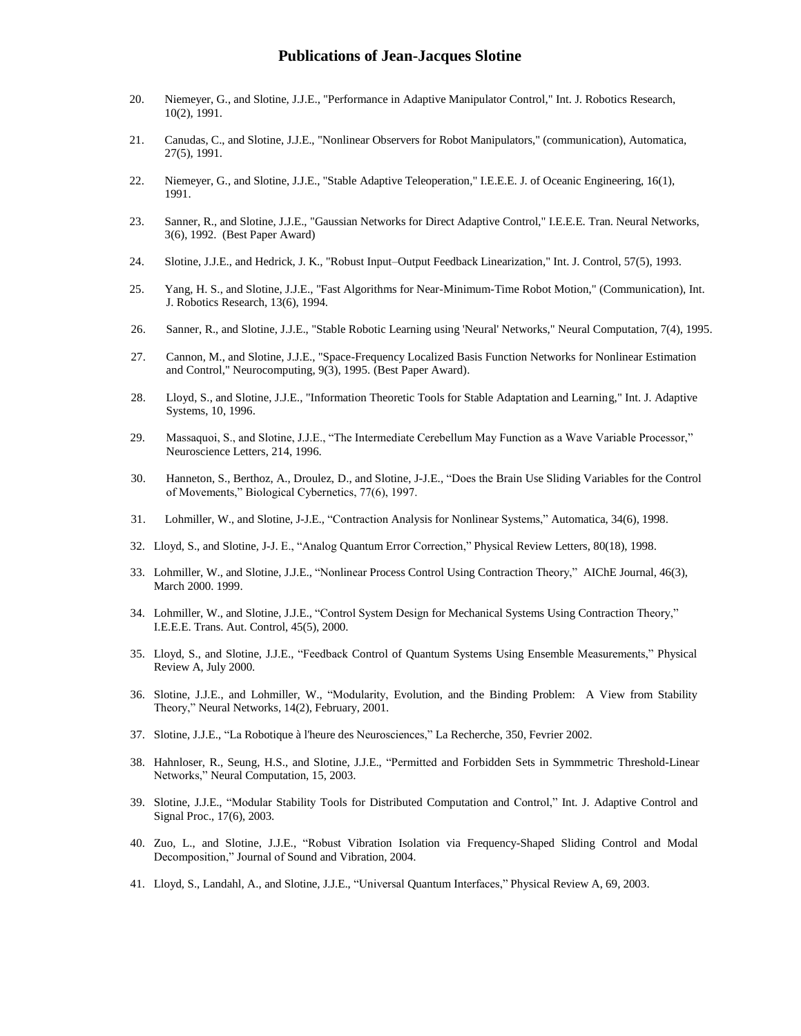# Publications of Jean-Jacques Slotine

20. Niemeyer, G., and Slotine, J.J.E., "Performance in Adaptive Manipulator Control," Int. J. Robotics Research, 10(2), 1991.

21. Canudas, C., and Slotine, J.J.E., "Nonlinear Observers for Robot Manipulators," (communication), Automatica, 27(5), 1991.

22. Niemeyer, G., and Slotine, J.J.E., "Stable Adaptive Teleoperation," I.E.E.E. J. of Oceanic Engineering, 16(1), 1991.

23. Sanner, R., and Slotine, J.J.E., "Gaussian Networks for Direct Adaptive Control," I.E.E.E. Tran. Neural Networks, 3(6), 1992. (Best Paper Award)

24. Slotine, J.J.E., and Hedrick, J. K., "Robust Input–Output Feedback Linearization," Int. J. Control, 57(5), 1993.

25. Yang, H. S., and Slotine, J.J.E., "Fast Algorithms for Near-Minimum-Time Robot Motion," (Communication), Int. J. Robotics Research, 13(6), 1994.

26. Sanner, R., and Slotine, J.J.E., "Stable Robotic Learning using 'Neural' Networks," Neural Computation, 7(4), 1995.

27. Cannon, M., and Slotine, J.J.E., "Space-Frequency Localized Basis Function Networks for Nonlinear Estimation and Control," Neurocomputing, 9(3), 1995. (Best Paper Award).

28. Lloyd, S., and Slotine, J.J.E., "Information Theoretic Tools for Stable Adaptation and Learning," Int. J. Adaptive Systems, 10, 1996.

29. Massaquoi, S., and Slotine, J.J.E., "The Intermediate Cerebellum May Function as a Wave Variable Processor," Neuroscience Letters, 214, 1996.

30. Hanneton, S., Berthoz, A., Droulez, D., and Slotine, J-J.E., "Does the Brain Use Sliding Variables for the Control of Movements," Biological Cybernetics, 77(6), 1997.

31. Lohmiller, W., and Slotine, J-J.E., "Contraction Analysis for Nonlinear Systems," Automatica, 34(6), 1998.

32. Lloyd, S., and Slotine, J-J. E., "Analog Quantum Error Correction," Physical Review Letters, 80(18), 1998.

33. Lohmiller, W., and Slotine, J.J.E., "Nonlinear Process Control Using Contraction Theory," AIChE Journal, 46(3), March 2000. 1999.

34. Lohmiller, W., and Slotine, J.J.E., "Control System Design for Mechanical Systems Using Contraction Theory," I.E.E.E. Trans. Aut. Control, 45(5), 2000.

35. Lloyd, S., and Slotine, J.J.E., "Feedback Control of Quantum Systems Using Ensemble Measurements," Physical Review A, July 2000.

36. Slotine, J.J.E., and Lohmiller, W., "Modularity, Evolution, and the Binding Problem: A View from Stability Theory," Neural Networks, 14(2), February, 2001.

37. Slotine, J.J.E., "La Robotique à l'heure des Neurosciences," La Recherche, 350, Fevrier 2002.

38. Hahnloser, R., Seung, H.S., and Slotine, J.J.E., "Permitted and Forbidden Sets in Symmmetric Threshold-Linear Networks," Neural Computation, 15, 2003.

39. Slotine, J.J.E., "Modular Stability Tools for Distributed Computation and Control," Int. J. Adaptive Control and Signal Proc., 17(6), 2003.

40. Zuo, L., and Slotine, J.J.E., "Robust Vibration Isolation via Frequency-Shaped Sliding Control and Modal Decomposition," Journal of Sound and Vibration, 2004.

41. Lloyd, S., Landahl, A., and Slotine, J.J.E., "Universal Quantum Interfaces," Physical Review A, 69, 2003.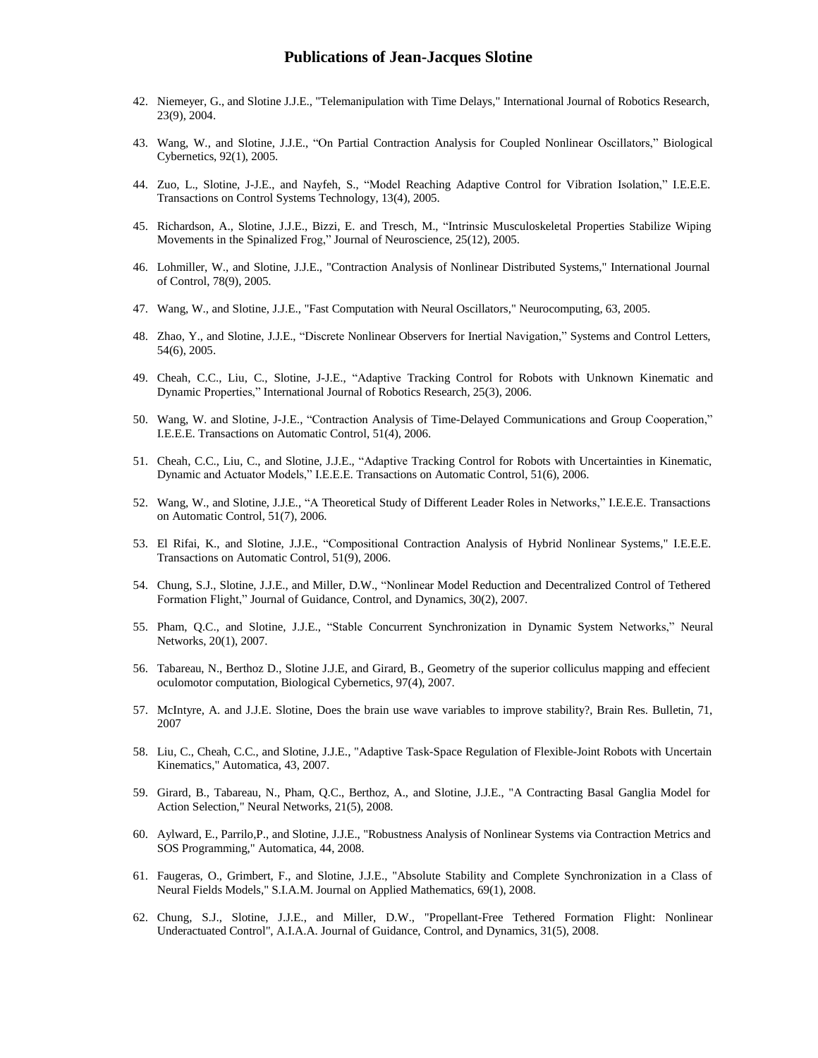# Publications of Jean-Jacques Slotine

42. Niemeyer, G., and Slotine J.J.E., "Telemanipulation with Time Delays," International Journal of Robotics Research, 23(9), 2004.

43. Wang, W., and Slotine, J.J.E., "On Partial Contraction Analysis for Coupled Nonlinear Oscillators," Biological Cybernetics, 92(1), 2005.

44. Zuo, L., Slotine, J-J.E., and Nayfeh, S., "Model Reaching Adaptive Control for Vibration Isolation," I.E.E.E. Transactions on Control Systems Technology, 13(4), 2005.

45. Richardson, A., Slotine, J.J.E., Bizzi, E. and Tresch, M., "Intrinsic Musculoskeletal Properties Stabilize Wiping Movements in the Spinalized Frog," Journal of Neuroscience, 25(12), 2005.

46. Lohmiller, W., and Slotine, J.J.E., "Contraction Analysis of Nonlinear Distributed Systems," International Journal of Control, 78(9), 2005.

47. Wang, W., and Slotine, J.J.E., "Fast Computation with Neural Oscillators," Neurocomputing, 63, 2005.

48. Zhao, Y., and Slotine, J.J.E., "Discrete Nonlinear Observers for Inertial Navigation," Systems and Control Letters, 54(6), 2005.

49. Cheah, C.C., Liu, C., Slotine, J-J.E., "Adaptive Tracking Control for Robots with Unknown Kinematic and Dynamic Properties," International Journal of Robotics Research, 25(3), 2006.

50. Wang, W. and Slotine, J-J.E., "Contraction Analysis of Time-Delayed Communications and Group Cooperation," I.E.E.E. Transactions on Automatic Control, 51(4), 2006.

51. Cheah, C.C., Liu, C., and Slotine, J.J.E., "Adaptive Tracking Control for Robots with Uncertainties in Kinematic, Dynamic and Actuator Models," I.E.E.E. Transactions on Automatic Control, 51(6), 2006.

52. Wang, W., and Slotine, J.J.E., "A Theoretical Study of Different Leader Roles in Networks," I.E.E.E. Transactions on Automatic Control, 51(7), 2006.

53. El Rifai, K., and Slotine, J.J.E., "Compositional Contraction Analysis of Hybrid Nonlinear Systems," I.E.E.E. Transactions on Automatic Control, 51(9), 2006.

54. Chung, S.J., Slotine, J.J.E., and Miller, D.W., "Nonlinear Model Reduction and Decentralized Control of Tethered Formation Flight," Journal of Guidance, Control, and Dynamics, 30(2), 2007.

55. Pham, Q.C., and Slotine, J.J.E., "Stable Concurrent Synchronization in Dynamic System Networks," Neural Networks, 20(1), 2007.

56. Tabareau, N., Berthoz D., Slotine J.J.E, and Girard, B., Geometry of the superior colliculus mapping and effecient oculomotor computation, Biological Cybernetics, 97(4), 2007.

57. McIntyre, A. and J.J.E. Slotine, Does the brain use wave variables to improve stability?, Brain Res. Bulletin, 71, 2007

58. Liu, C., Cheah, C.C., and Slotine, J.J.E., "Adaptive Task-Space Regulation of Flexible-Joint Robots with Uncertain Kinematics," Automatica, 43, 2007.

59. Girard, B., Tabareau, N., Pham, Q.C., Berthoz, A., and Slotine, J.J.E., "A Contracting Basal Ganglia Model for Action Selection," Neural Networks, 21(5), 2008.

60. Aylward, E., Parrilo,P., and Slotine, J.J.E., "Robustness Analysis of Nonlinear Systems via Contraction Metrics and SOS Programming," Automatica, 44, 2008.

61. Faugeras, O., Grimbert, F., and Slotine, J.J.E., "Absolute Stability and Complete Synchronization in a Class of Neural Fields Models," S.I.A.M. Journal on Applied Mathematics, 69(1), 2008.

62. Chung, S.J., Slotine, J.J.E., and Miller, D.W., "Propellant-Free Tethered Formation Flight: Nonlinear Underactuated Control", A.I.A.A. Journal of Guidance, Control, and Dynamics, 31(5), 2008.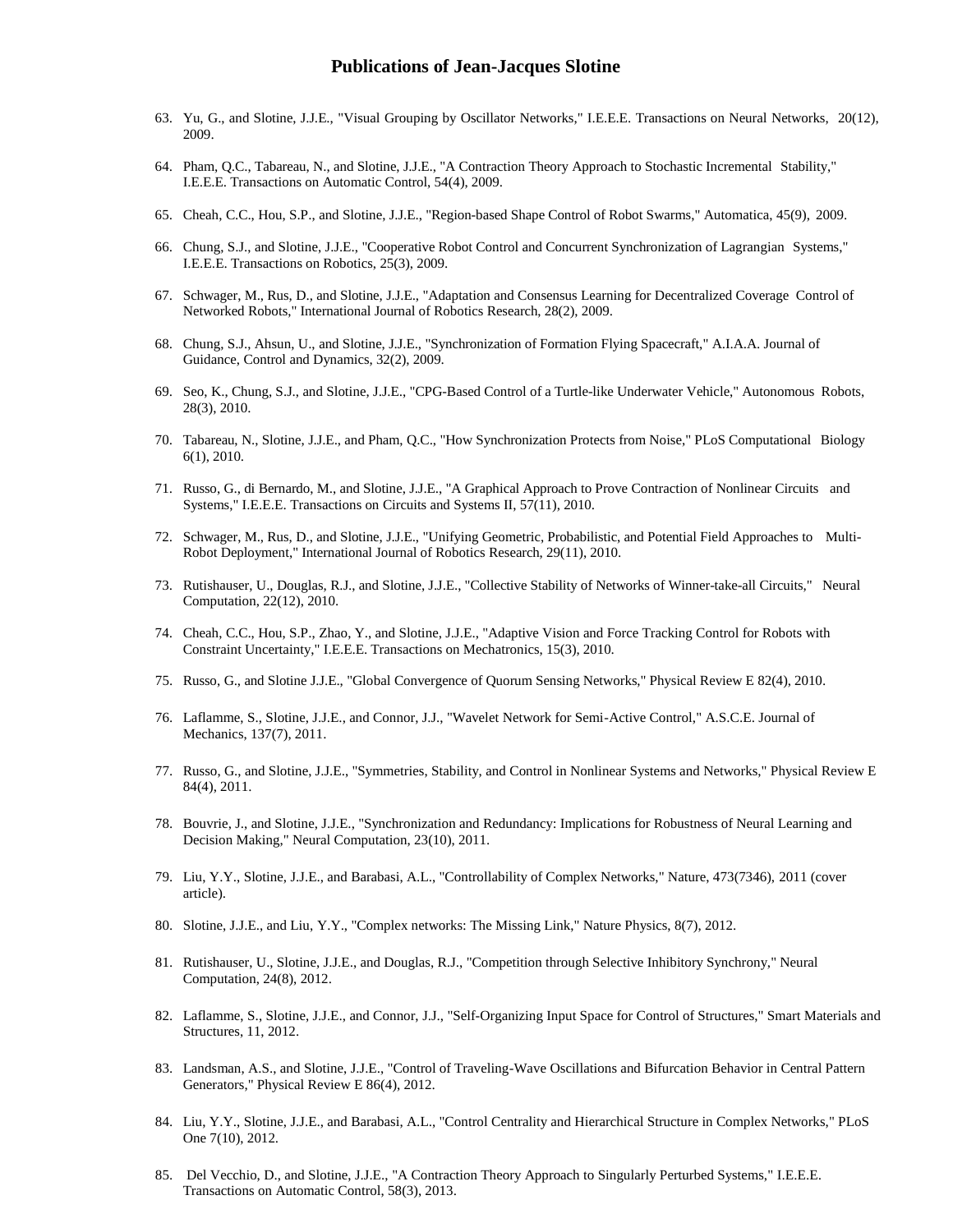**Publications of Jean-Jacques Slotine**

63. Yu, G., and Slotine, J.J.E., "Visual Grouping by Oscillator Networks," I.E.E.E. Transactions on Neural Networks, 20(12), 2009.

64. Pham, Q.C., Tabareau, N., and Slotine, J.J.E., "A Contraction Theory Approach to Stochastic Incremental Stability," I.E.E.E. Transactions on Automatic Control, 54(4), 2009.

65. Cheah, C.C., Hou, S.P., and Slotine, J.J.E., "Region-based Shape Control of Robot Swarms," Automatica, 45(9), 2009.

66. Chung, S.J., and Slotine, J.J.E., "Cooperative Robot Control and Concurrent Synchronization of Lagrangian Systems," I.E.E.E. Transactions on Robotics, 25(3), 2009.

67. Schwager, M., Rus, D., and Slotine, J.J.E., "Adaptation and Consensus Learning for Decentralized Coverage Control of Networked Robots," International Journal of Robotics Research, 28(2), 2009.

68. Chung, S.J., Ahsun, U., and Slotine, J.J.E., "Synchronization of Formation Flying Spacecraft," A.I.A.A. Journal of Guidance, Control and Dynamics, 32(2), 2009.

69. Seo, K., Chung, S.J., and Slotine, J.J.E., "CPG-Based Control of a Turtle-like Underwater Vehicle," Autonomous Robots, 28(3), 2010.

70. Tabareau, N., Slotine, J.J.E., and Pham, Q.C., "How Synchronization Protects from Noise," PLoS Computational Biology 6(1), 2010.

71. Russo, G., di Bernardo, M., and Slotine, J.J.E., "A Graphical Approach to Prove Contraction of Nonlinear Circuits and Systems," I.E.E.E. Transactions on Circuits and Systems II, 57(11), 2010.

72. Schwager, M., Rus, D., and Slotine, J.J.E., "Unifying Geometric, Probabilistic, and Potential Field Approaches to Multi-Robot Deployment," International Journal of Robotics Research, 29(11), 2010.

73. Rutishauser, U., Douglas, R.J., and Slotine, J.J.E., "Collective Stability of Networks of Winner-take-all Circuits," Neural Computation, 22(12), 2010.

74. Cheah, C.C., Hou, S.P., Zhao, Y., and Slotine, J.J.E., "Adaptive Vision and Force Tracking Control for Robots with Constraint Uncertainty," I.E.E.E. Transactions on Mechatronics, 15(3), 2010.

75. Russo, G., and Slotine J.J.E., "Global Convergence of Quorum Sensing Networks," Physical Review E 82(4), 2010.

76. Laflamme, S., Slotine, J.J.E., and Connor, J.J., "Wavelet Network for Semi-Active Control," A.S.C.E. Journal of Mechanics, 137(7), 2011.

77. Russo, G., and Slotine, J.J.E., "Symmetries, Stability, and Control in Nonlinear Systems and Networks," Physical Review E 84(4), 2011.

78. Bouvrie, J., and Slotine, J.J.E., "Synchronization and Redundancy: Implications for Robustness of Neural Learning and Decision Making," Neural Computation, 23(10), 2011.

79. Liu, Y.Y., Slotine, J.J.E., and Barabasi, A.L., "Controllability of Complex Networks," Nature, 473(7346), 2011 (cover article).

80. Slotine, J.J.E., and Liu, Y.Y., "Complex networks: The Missing Link," Nature Physics, 8(7), 2012.

81. Rutishauser, U., Slotine, J.J.E., and Douglas, R.J., "Competition through Selective Inhibitory Synchrony," Neural Computation, 24(8), 2012.

82. Laflamme, S., Slotine, J.J.E., and Connor, J.J., "Self-Organizing Input Space for Control of Structures," Smart Materials and Structures, 11, 2012.

83. Landsman, A.S., and Slotine, J.J.E., "Control of Traveling-Wave Oscillations and Bifurcation Behavior in Central Pattern Generators," Physical Review E 86(4), 2012.

84. Liu, Y.Y., Slotine, J.J.E., and Barabasi, A.L., "Control Centrality and Hierarchical Structure in Complex Networks," PLoS One 7(10), 2012.

85. Del Vecchio, D., and Slotine, J.J.E., "A Contraction Theory Approach to Singularly Perturbed Systems," I.E.E.E. Transactions on Automatic Control, 58(3), 2013.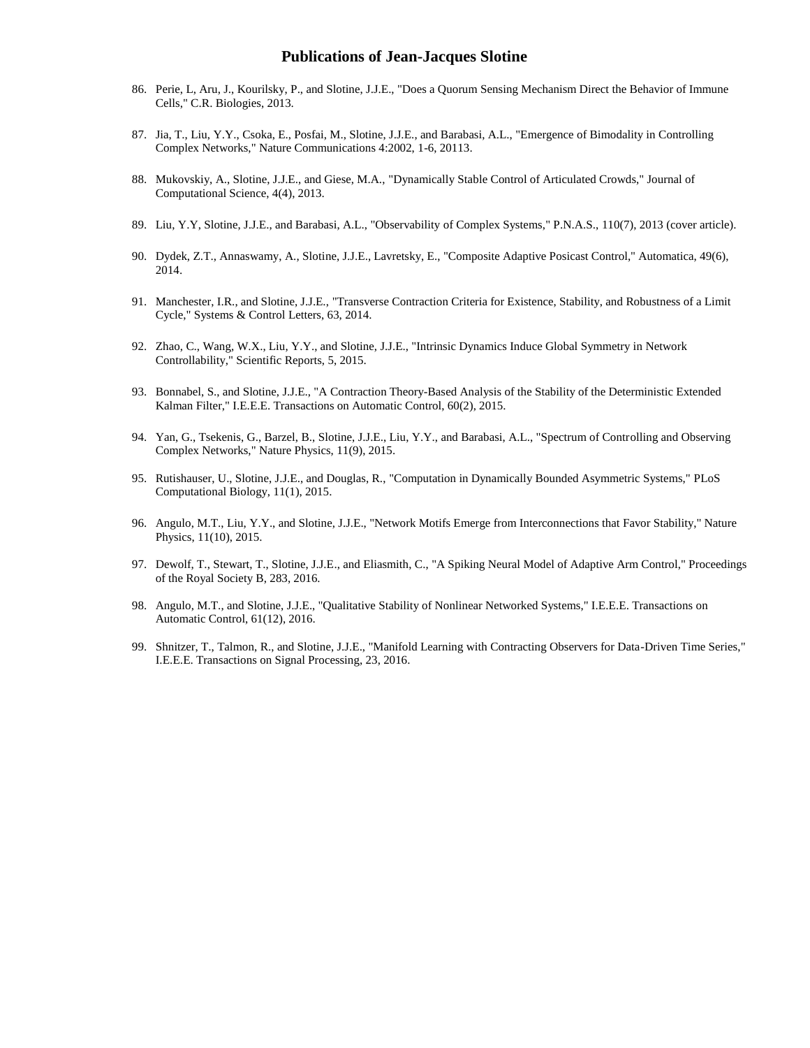# Publications of Jean-Jacques Slotine

86. Perie, L, Aru, J., Kourilsky, P., and Slotine, J.J.E., "Does a Quorum Sensing Mechanism Direct the Behavior of Immune Cells," C.R. Biologies, 2013.

87. Jia, T., Liu, Y.Y., Csoka, E., Posfai, M., Slotine, J.J.E., and Barabasi, A.L., "Emergence of Bimodality in Controlling Complex Networks," Nature Communications 4:2002, 1-6, 20113.

88. Mukovskiy, A., Slotine, J.J.E., and Giese, M.A., "Dynamically Stable Control of Articulated Crowds," Journal of Computational Science, 4(4), 2013.

89. Liu, Y.Y, Slotine, J.J.E., and Barabasi, A.L., "Observability of Complex Systems," P.N.A.S., 110(7), 2013 (cover article).

90. Dydek, Z.T., Annaswamy, A., Slotine, J.J.E., Lavretsky, E., "Composite Adaptive Posicast Control," Automatica, 49(6), 2014.

91. Manchester, I.R., and Slotine, J.J.E., "Transverse Contraction Criteria for Existence, Stability, and Robustness of a Limit Cycle," Systems & Control Letters, 63, 2014.

92. Zhao, C., Wang, W.X., Liu, Y.Y., and Slotine, J.J.E., "Intrinsic Dynamics Induce Global Symmetry in Network Controllability," Scientific Reports, 5, 2015.

93. Bonnabel, S., and Slotine, J.J.E., "A Contraction Theory-Based Analysis of the Stability of the Deterministic Extended Kalman Filter," I.E.E.E. Transactions on Automatic Control, 60(2), 2015.

94. Yan, G., Tsekenis, G., Barzel, B., Slotine, J.J.E., Liu, Y.Y., and Barabasi, A.L., "Spectrum of Controlling and Observing Complex Networks," Nature Physics, 11(9), 2015.

95. Rutishauser, U., Slotine, J.J.E., and Douglas, R., "Computation in Dynamically Bounded Asymmetric Systems," PLoS Computational Biology, 11(1), 2015.

96. Angulo, M.T., Liu, Y.Y., and Slotine, J.J.E., "Network Motifs Emerge from Interconnections that Favor Stability," Nature Physics, 11(10), 2015.

97. Dewolf, T., Stewart, T., Slotine, J.J.E., and Eliasmith, C., "A Spiking Neural Model of Adaptive Arm Control," Proceedings of the Royal Society B, 283, 2016.

98. Angulo, M.T., and Slotine, J.J.E., "Qualitative Stability of Nonlinear Networked Systems," I.E.E.E. Transactions on Automatic Control, 61(12), 2016.

99. Shnitzer, T., Talmon, R., and Slotine, J.J.E., "Manifold Learning with Contracting Observers for Data-Driven Time Series," I.E.E.E. Transactions on Signal Processing, 23, 2016.